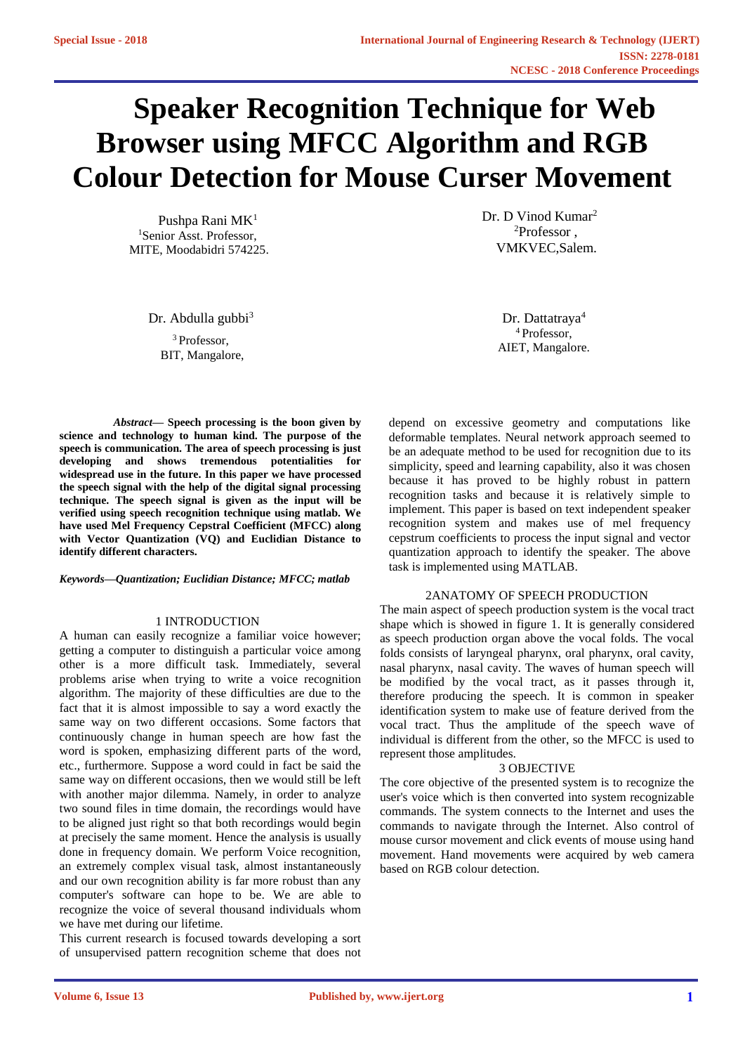# Speaker Recognition Technique for Web Browser using MFCC Algorithm and RGB Colour Detection for Mouse Curser Movement

Pushpa Rani MK[1]
[1]Senior Asst. Professor,
MITE, Moodabidri 574225.

Dr. D Vinod Kumar[2]
[2]Professor ,
VMKVEC,Salem.

Dr. Abdulla gubbi[3]
[3] Professor,
BIT, Mangalore,

Dr. Dattatraya[4]
[4] Professor,
AIET, Mangalore.

***Abstract*— Speech processing is the boon given by science and technology to human kind. The purpose of the speech is communication. The area of speech processing is just developing and shows tremendous potentialities for widespread use in the future. In this paper we have processed the speech signal with the help of the digital signal processing technique. The speech signal is given as the input will be verified using speech recognition technique using matlab. We have used Mel Frequency Cepstral Coefficient (MFCC) along with Vector Quantization (VQ) and Euclidian Distance to identify different characters.**

***Keywords—Quantization; Euclidian Distance; MFCC; matlab***

## 1 INTRODUCTION

A human can easily recognize a familiar voice however; getting a computer to distinguish a particular voice among other is a more difficult task. Immediately, several problems arise when trying to write a voice recognition algorithm. The majority of these difficulties are due to the fact that it is almost impossible to say a word exactly the same way on two different occasions. Some factors that continuously change in human speech are how fast the word is spoken, emphasizing different parts of the word, etc., furthermore. Suppose a word could in fact be said the same way on different occasions, then we would still be left with another major dilemma. Namely, in order to analyze two sound files in time domain, the recordings would have to be aligned just right so that both recordings would begin at precisely the same moment. Hence the analysis is usually done in frequency domain. We perform Voice recognition, an extremely complex visual task, almost instantaneously and our own recognition ability is far more robust than any computer's software can hope to be. We are able to recognize the voice of several thousand individuals whom we have met during our lifetime.

This current research is focused towards developing a sort of unsupervised pattern recognition scheme that does not depend on excessive geometry and computations like deformable templates. Neural network approach seemed to be an adequate method to be used for recognition due to its simplicity, speed and learning capability, also it was chosen because it has proved to be highly robust in pattern recognition tasks and because it is relatively simple to implement. This paper is based on text independent speaker recognition system and makes use of mel frequency cepstrum coefficients to process the input signal and vector quantization approach to identify the speaker. The above task is implemented using MATLAB.

## 2ANATOMY OF SPEECH PRODUCTION

The main aspect of speech production system is the vocal tract shape which is showed in figure 1. It is generally considered as speech production organ above the vocal folds. The vocal folds consists of laryngeal pharynx, oral pharynx, oral cavity, nasal pharynx, nasal cavity. The waves of human speech will be modified by the vocal tract, as it passes through it, therefore producing the speech. It is common in speaker identification system to make use of feature derived from the vocal tract. Thus the amplitude of the speech wave of individual is different from the other, so the MFCC is used to represent those amplitudes.

## 3 OBJECTIVE

The core objective of the presented system is to recognize the user's voice which is then converted into system recognizable commands. The system connects to the Internet and uses the commands to navigate through the Internet. Also control of mouse cursor movement and click events of mouse using hand movement. Hand movements were acquired by web camera based on RGB colour detection.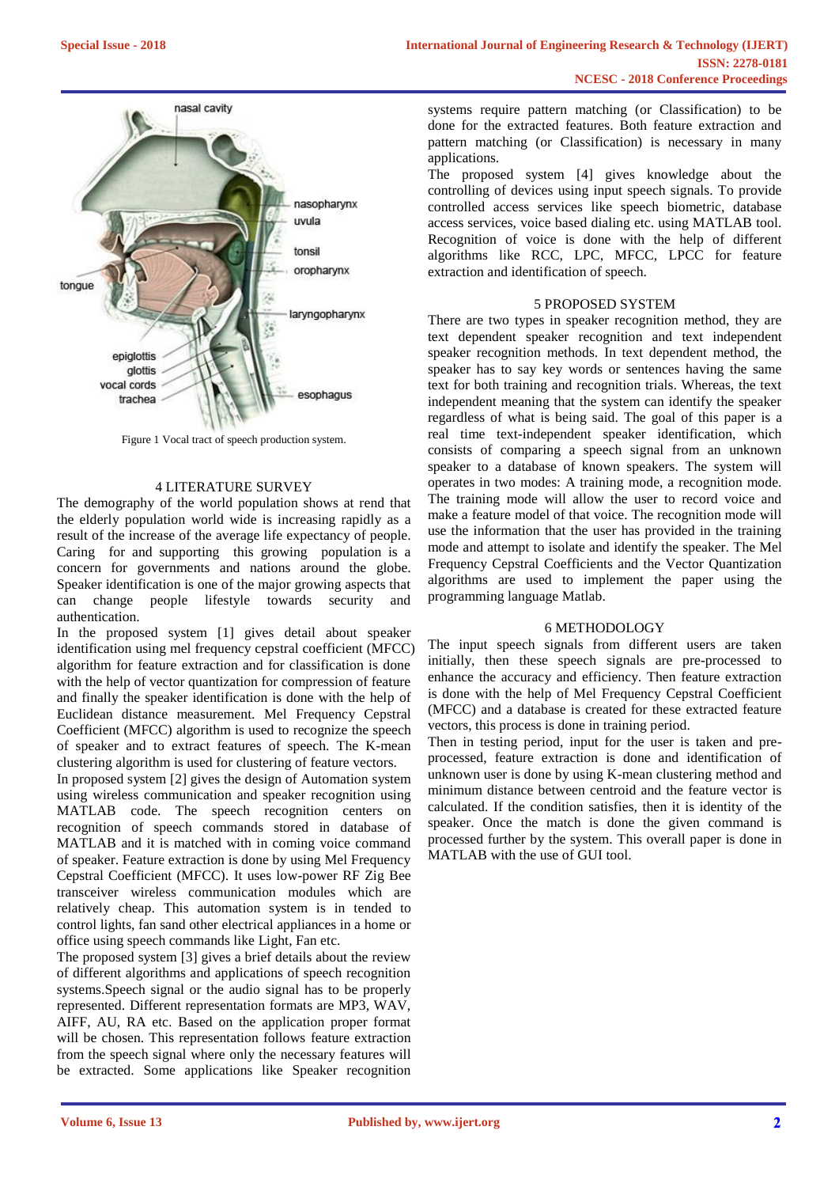Figure 1 Vocal tract of speech production system.

## 4 LITERATURE SURVEY

The demography of the world population shows at rend that the elderly population world wide is increasing rapidly as a result of the increase of the average life expectancy of people. Caring for and supporting this growing population is a concern for governments and nations around the globe. Speaker identification is one of the major growing aspects that can change people lifestyle towards security and authentication.

In the proposed system [1] gives detail about speaker identification using mel frequency cepstral coefficient (MFCC) algorithm for feature extraction and for classification is done with the help of vector quantization for compression of feature and finally the speaker identification is done with the help of Euclidean distance measurement. Mel Frequency Cepstral Coefficient (MFCC) algorithm is used to recognize the speech of speaker and to extract features of speech. The K-mean clustering algorithm is used for clustering of feature vectors.

In proposed system [2] gives the design of Automation system using wireless communication and speaker recognition using MATLAB code. The speech recognition centers on recognition of speech commands stored in database of MATLAB and it is matched with in coming voice command of speaker. Feature extraction is done by using Mel Frequency Cepstral Coefficient (MFCC). It uses low-power RF Zig Bee transceiver wireless communication modules which are relatively cheap. This automation system is in tended to control lights, fan sand other electrical appliances in a home or office using speech commands like Light, Fan etc.

The proposed system [3] gives a brief details about the review of different algorithms and applications of speech recognition systems.Speech signal or the audio signal has to be properly represented. Different representation formats are MP3, WAV, AIFF, AU, RA etc. Based on the application proper format will be chosen. This representation follows feature extraction from the speech signal where only the necessary features will be extracted. Some applications like Speaker recognition systems require pattern matching (or Classification) to be done for the extracted features. Both feature extraction and pattern matching (or Classification) is necessary in many applications.

The proposed system [4] gives knowledge about the controlling of devices using input speech signals. To provide controlled access services like speech biometric, database access services, voice based dialing etc. using MATLAB tool. Recognition of voice is done with the help of different algorithms like RCC, LPC, MFCC, LPCC for feature extraction and identification of speech.

## 5 PROPOSED SYSTEM

There are two types in speaker recognition method, they are text dependent speaker recognition and text independent speaker recognition methods. In text dependent method, the speaker has to say key words or sentences having the same text for both training and recognition trials. Whereas, the text independent meaning that the system can identify the speaker regardless of what is being said. The goal of this paper is a real time text-independent speaker identification, which consists of comparing a speech signal from an unknown speaker to a database of known speakers. The system will operates in two modes: A training mode, a recognition mode. The training mode will allow the user to record voice and make a feature model of that voice. The recognition mode will use the information that the user has provided in the training mode and attempt to isolate and identify the speaker. The Mel Frequency Cepstral Coefficients and the Vector Quantization algorithms are used to implement the paper using the programming language Matlab.

## 6 METHODOLOGY

The input speech signals from different users are taken initially, then these speech signals are pre-processed to enhance the accuracy and efficiency. Then feature extraction is done with the help of Mel Frequency Cepstral Coefficient (MFCC) and a database is created for these extracted feature vectors, this process is done in training period.

Then in testing period, input for the user is taken and pre-processed, feature extraction is done and identification of unknown user is done by using K-mean clustering method and minimum distance between centroid and the feature vector is calculated. If the condition satisfies, then it is identity of the speaker. Once the match is done the given command is processed further by the system. This overall paper is done in MATLAB with the use of GUI tool.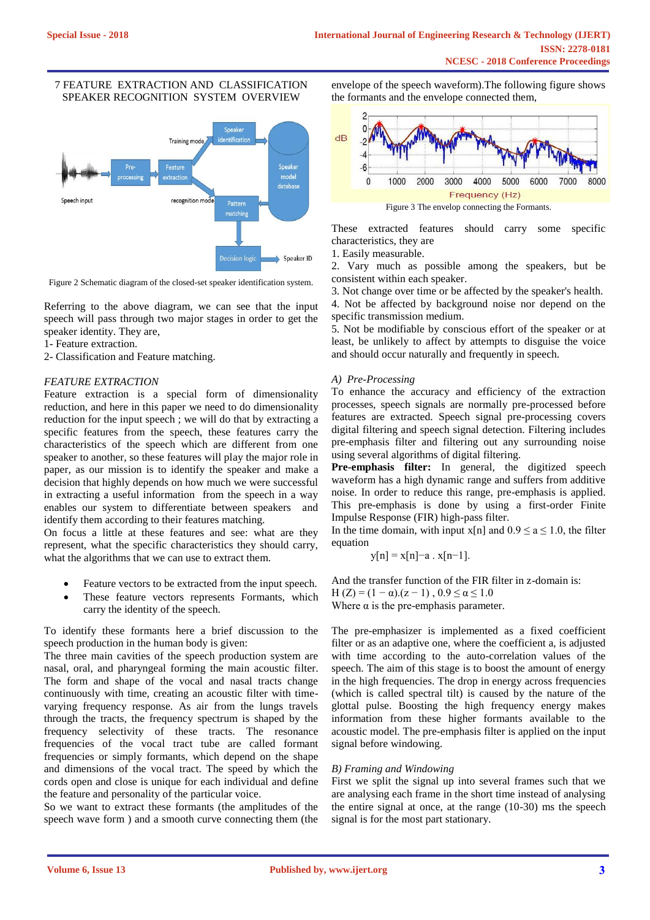## 7 FEATURE EXTRACTION AND CLASSIFICATION SPEAKER RECOGNITION SYSTEM OVERVIEW

Figure 2 Schematic diagram of the closed-set speaker identification system.

Referring to the above diagram, we can see that the input speech will pass through two major stages in order to get the speaker identity. They are,

1- Feature extraction.

2- Classification and Feature matching.

*FEATURE EXTRACTION*

Feature extraction is a special form of dimensionality reduction, and here in this paper we need to do dimensionality reduction for the input speech ; we will do that by extracting a specific features from the speech, these features carry the characteristics of the speech which are different from one speaker to another, so these features will play the major role in paper, as our mission is to identify the speaker and make a decision that highly depends on how much we were successful in extracting a useful information from the speech in a way enables our system to differentiate between speakers and identify them according to their features matching.

On focus a little at these features and see: what are they represent, what the specific characteristics they should carry, what the algorithms that we can use to extract them.

- Feature vectors to be extracted from the input speech.
- These feature vectors represents Formants, which carry the identity of the speech.

To identify these formants here a brief discussion to the speech production in the human body is given:

The three main cavities of the speech production system are nasal, oral, and pharyngeal forming the main acoustic filter. The form and shape of the vocal and nasal tracts change continuously with time, creating an acoustic filter with time-varying frequency response. As air from the lungs travels through the tracts, the frequency spectrum is shaped by the frequency selectivity of these tracts. The resonance frequencies of the vocal tract tube are called formant frequencies or simply formants, which depend on the shape and dimensions of the vocal tract. The speed by which the cords open and close is unique for each individual and define the feature and personality of the particular voice.

So we want to extract these formants (the amplitudes of the speech wave form ) and a smooth curve connecting them (the envelope of the speech waveform).The following figure shows the formants and the envelope connected them,

Figure 3 The envelop connecting the Formants.

These extracted features should carry some specific characteristics, they are

1. Easily measurable.
2. Vary much as possible among the speakers, but be consistent within each speaker.
3. Not change over time or be affected by the speaker's health.
4. Not be affected by background noise nor depend on the specific transmission medium.
5. Not be modifiable by conscious effort of the speaker or at least, be unlikely to affect by attempts to disguise the voice and should occur naturally and frequently in speech.

*A) Pre-Processing*

To enhance the accuracy and efficiency of the extraction processes, speech signals are normally pre-processed before features are extracted. Speech signal pre-processing covers digital filtering and speech signal detection. Filtering includes pre-emphasis filter and filtering out any surrounding noise using several algorithms of digital filtering.

**Pre-emphasis filter:** In general, the digitized speech waveform has a high dynamic range and suffers from additive noise. In order to reduce this range, pre-emphasis is applied. This pre-emphasis is done by using a first-order Finite Impulse Response (FIR) high-pass filter.

In the time domain, with input $x[n]$ and $0.9 \le a \le 1.0$, the filter equation

$$y[n] = x[n]-a \cdot x[n-1].$$

And the transfer function of the FIR filter in z-domain is:

$H(Z) = (1 - \alpha).(z - 1)$ , $0.9 \le \alpha \le 1.0$

Where $\alpha$ is the pre-emphasis parameter.

The pre-emphasizer is implemented as a fixed coefficient filter or as an adaptive one, where the coefficient a, is adjusted with time according to the auto-correlation values of the speech. The aim of this stage is to boost the amount of energy in the high frequencies. The drop in energy across frequencies (which is called spectral tilt) is caused by the nature of the glottal pulse. Boosting the high frequency energy makes information from these higher formants available to the acoustic model. The pre-emphasis filter is applied on the input signal before windowing.

*B) Framing and Windowing*

First we split the signal up into several frames such that we are analysing each frame in the short time instead of analysing the entire signal at once, at the range (10-30) ms the speech signal is for the most part stationary.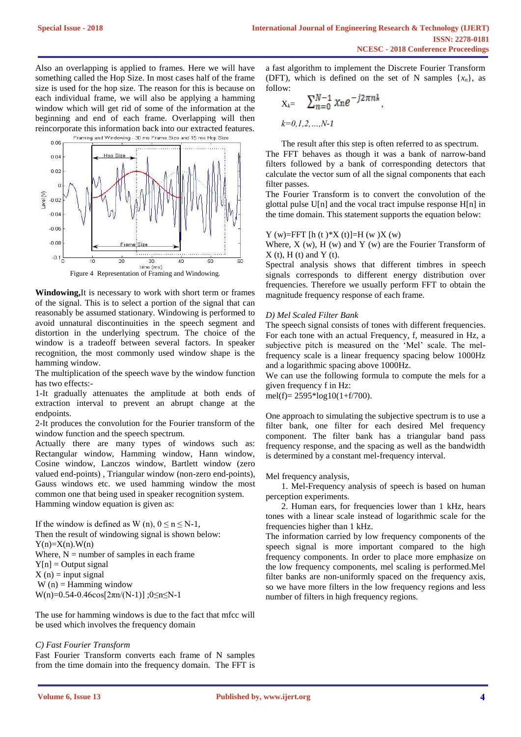Also an overlapping is applied to frames. Here we will have something called the Hop Size. In most cases half of the frame size is used for the hop size. The reason for this is because on each individual frame, we will also be applying a hamming window which will get rid of some of the information at the beginning and end of each frame. Overlapping will then reincorporate this information back into our extracted features.

Figure 4 Representation of Framing and Windowing.

**Windowing,** It is necessary to work with short term or frames of the signal. This is to select a portion of the signal that can reasonably be assumed stationary. Windowing is performed to avoid unnatural discontinuities in the speech segment and distortion in the underlying spectrum. The choice of the window is a tradeoff between several factors. In speaker recognition, the most commonly used window shape is the hamming window.

The multiplication of the speech wave by the window function has two effects:-

1-It gradually attenuates the amplitude at both ends of extraction interval to prevent an abrupt change at the endpoints.

2-It produces the convolution for the Fourier transform of the window function and the speech spectrum.

Actually there are many types of windows such as: Rectangular window, Hamming window, Hann window, Cosine window, Lanczos window, Bartlett window (zero valued end-points) , Triangular window (non-zero end-points), Gauss windows etc. we used hamming window the most common one that being used in speaker recognition system. Hamming window equation is given as:

If the window is defined as W (n), $0 \leq n \leq N-1$,

Then the result of windowing signal is shown below:

$Y(n)=X(n).W(n)$

Where, N = number of samples in each frame

Y[n] = Output signal

X (n) = input signal

W (n) = Hamming window

$W(n)=0.54-0.46\cos[2\pi n/(N-1)]$ ;$0\leq n\leq N-1$

The use for hamming windows is due to the fact that mfcc will be used which involves the frequency domain

*C) Fast Fourier Transform*

Fast Fourier Transform converts each frame of N samples from the time domain into the frequency domain. The FFT is a fast algorithm to implement the Discrete Fourier Transform (DFT), which is defined on the set of N samples $\{x_n\}$, as follow:

$$X_k = \sum_{n=0}^{N-1} x_n e^{-j2\pi nk},$$

$k=0,1,2,\ldots,N-1$

The result after this step is often referred to as spectrum. The FFT behaves as though it was a bank of narrow-band filters followed by a bank of corresponding detectors that calculate the vector sum of all the signal components that each filter passes.

The Fourier Transform is to convert the convolution of the glottal pulse U[n] and the vocal tract impulse response H[n] in the time domain. This statement supports the equation below:

$Y(w)=FFT[h(t)*X(t)]=H(w)X(w)$

Where, X (w), H (w) and Y (w) are the Fourier Transform of X (t), H (t) and Y (t).

Spectral analysis shows that different timbres in speech signals corresponds to different energy distribution over frequencies. Therefore we usually perform FFT to obtain the magnitude frequency response of each frame.

*D) Mel Scaled Filter Bank*

The speech signal consists of tones with different frequencies. For each tone with an actual Frequency, f, measured in Hz, a subjective pitch is measured on the 'Mel' scale. The mel-frequency scale is a linear frequency spacing below 1000Hz and a logarithmic spacing above 1000Hz.

We can use the following formula to compute the mels for a given frequency f in Hz:

$mel(f)= 2595*\log10(1+f/700)$.

One approach to simulating the subjective spectrum is to use a filter bank, one filter for each desired Mel frequency component. The filter bank has a triangular band pass frequency response, and the spacing as well as the bandwidth is determined by a constant mel-frequency interval.

Mel frequency analysis,

1. Mel-Frequency analysis of speech is based on human perception experiments.

2. Human ears, for frequencies lower than 1 kHz, hears tones with a linear scale instead of logarithmic scale for the frequencies higher than 1 kHz.

The information carried by low frequency components of the speech signal is more important compared to the high frequency components. In order to place more emphasize on the low frequency components, mel scaling is performed.Mel filter banks are non-uniformly spaced on the frequency axis, so we have more filters in the low frequency regions and less number of filters in high frequency regions.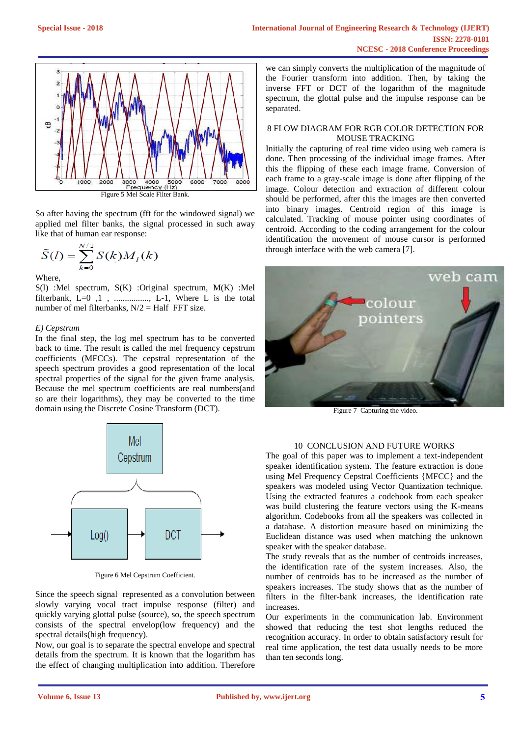Figure 5 Mel Scale Filter Bank.

So after having the spectrum (fft for the windowed signal) we applied mel filter banks, the signal processed in such away like that of human ear response:

$$\tilde{S}(l) = \sum_{k=0}^{N/2} S(k) M_l(k)$$

Where,

S(l) :Mel spectrum, S(K) :Original spectrum, M(K) :Mel filterbank, L=0 ,1 , ................, L-1, Where L is the total number of mel filterbanks, N/2 = Half FFT size.

*E) Cepstrum*

In the final step, the log mel spectrum has to be converted back to time. The result is called the mel frequency cepstrum coefficients (MFCCs). The cepstral representation of the speech spectrum provides a good representation of the local spectral properties of the signal for the given frame analysis. Because the mel spectrum coefficients are real numbers(and so are their logarithms), they may be converted to the time domain using the Discrete Cosine Transform (DCT).

Figure 6 Mel Cepstrum Coefficient.

Since the speech signal represented as a convolution between slowly varying vocal tract impulse response (filter) and quickly varying glottal pulse (source), so, the speech spectrum consists of the spectral envelop(low frequency) and the spectral details(high frequency).

Now, our goal is to separate the spectral envelope and spectral details from the spectrum. It is known that the logarithm has the effect of changing multiplication into addition. Therefore we can simply converts the multiplication of the magnitude of the Fourier transform into addition. Then, by taking the inverse FFT or DCT of the logarithm of the magnitude spectrum, the glottal pulse and the impulse response can be separated.

## 8 FLOW DIAGRAM FOR RGB COLOR DETECTION FOR MOUSE TRACKING

Initially the capturing of real time video using web camera is done. Then processing of the individual image frames. After this the flipping of these each image frame. Conversion of each frame to a gray-scale image is done after flipping of the image. Colour detection and extraction of different colour should be performed, after this the images are then converted into binary images. Centroid region of this image is calculated. Tracking of mouse pointer using coordinates of centroid. According to the coding arrangement for the colour identification the movement of mouse cursor is performed through interface with the web camera [7].

Figure 7 Capturing the video.

## 10 CONCLUSION AND FUTURE WORKS

The goal of this paper was to implement a text-independent speaker identification system. The feature extraction is done using Mel Frequency Cepstral Coefficients {MFCC} and the speakers was modeled using Vector Quantization technique. Using the extracted features a codebook from each speaker was build clustering the feature vectors using the K-means algorithm. Codebooks from all the speakers was collected in a database. A distortion measure based on minimizing the Euclidean distance was used when matching the unknown speaker with the speaker database.

The study reveals that as the number of centroids increases, the identification rate of the system increases. Also, the number of centroids has to be increased as the number of speakers increases. The study shows that as the number of filters in the filter-bank increases, the identification rate increases.

Our experiments in the communication lab. Environment showed that reducing the test shot lengths reduced the recognition accuracy. In order to obtain satisfactory result for real time application, the test data usually needs to be more than ten seconds long.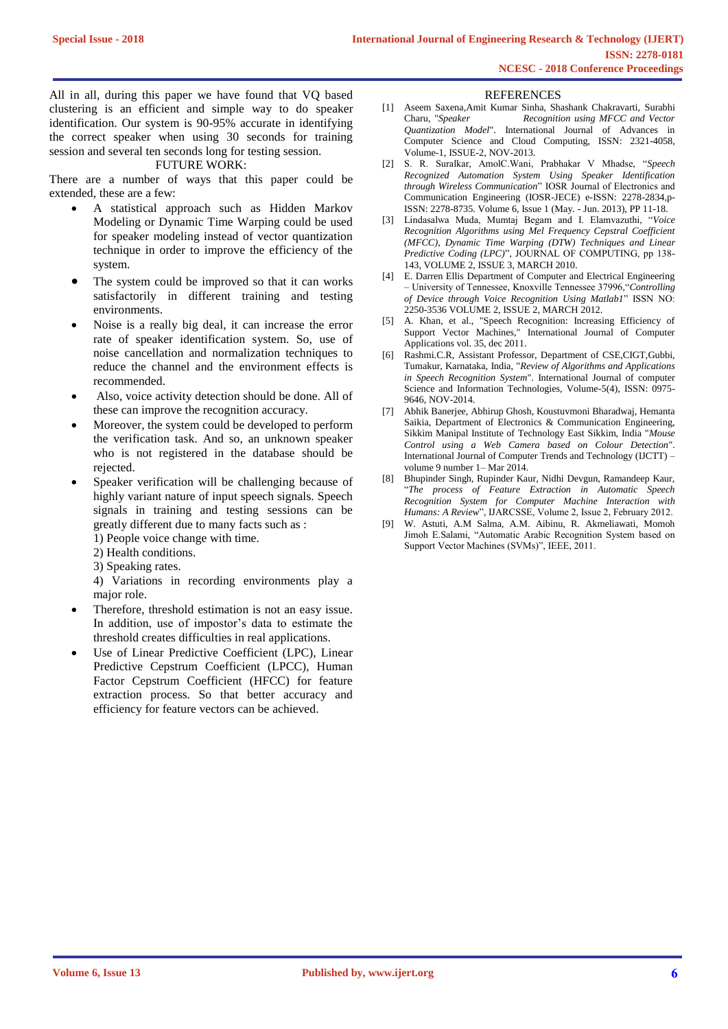All in all, during this paper we have found that VQ based clustering is an efficient and simple way to do speaker identification. Our system is 90-95% accurate in identifying the correct speaker when using 30 seconds for training session and several ten seconds long for testing session.

## FUTURE WORK:

There are a number of ways that this paper could be extended, these are a few:

- A statistical approach such as Hidden Markov Modeling or Dynamic Time Warping could be used for speaker modeling instead of vector quantization technique in order to improve the efficiency of the system.
- The system could be improved so that it can works satisfactorily in different training and testing environments.
- Noise is a really big deal, it can increase the error rate of speaker identification system. So, use of noise cancellation and normalization techniques to reduce the channel and the environment effects is recommended.
- Also, voice activity detection should be done. All of these can improve the recognition accuracy.
- Moreover, the system could be developed to perform the verification task. And so, an unknown speaker who is not registered in the database should be rejected.
- Speaker verification will be challenging because of highly variant nature of input speech signals. Speech signals in training and testing sessions can be greatly different due to many facts such as :

  1) People voice change with time.

  2) Health conditions.

  3) Speaking rates.

  4) Variations in recording environments play a major role.
- Therefore, threshold estimation is not an easy issue. In addition, use of impostor's data to estimate the threshold creates difficulties in real applications.
- Use of Linear Predictive Coefficient (LPC), Linear Predictive Cepstrum Coefficient (LPCC), Human Factor Cepstrum Coefficient (HFCC) for feature extraction process. So that better accuracy and efficiency for feature vectors can be achieved.

## REFERENCES

[1] Aseem Saxena,Amit Kumar Sinha, Shashank Chakravarti, Surabhi Charu, "*Speaker Recognition using MFCC and Vector Quantization Model*". International Journal of Advances in Computer Science and Cloud Computing, ISSN: 2321-4058, Volume-1, ISSUE-2, NOV-2013.

[2] S. R. Suralkar, AmolC.Wani, Prabhakar V Mhadse, "*Speech Recognized Automation System Using Speaker Identification through Wireless Communication*" IOSR Journal of Electronics and Communication Engineering (IOSR-JECE) e-ISSN: 2278-2834,p-ISSN: 2278-8735. Volume 6, Issue 1 (May. - Jun. 2013), PP 11-18.

[3] Lindasalwa Muda, Mumtaj Begam and I. Elamvazuthi, "*Voice Recognition Algorithms using Mel Frequency Cepstral Coefficient (MFCC), Dynamic Time Warping (DTW) Techniques and Linear Predictive Coding (LPC)*", JOURNAL OF COMPUTING, pp 138-143, VOLUME 2, ISSUE 3, MARCH 2010.

[4] E. Darren Ellis Department of Computer and Electrical Engineering – University of Tennessee, Knoxville Tennessee 37996,"*Controlling of Device through Voice Recognition Using Matlab1*" ISSN NO: 2250-3536 VOLUME 2, ISSUE 2, MARCH 2012.

[5] A. Khan, et al., "Speech Recognition: Increasing Efficiency of Support Vector Machines," International Journal of Computer Applications vol. 35, dec 2011.

[6] Rashmi.C.R, Assistant Professor, Department of CSE,CIGT,Gubbi, Tumakur, Karnataka, India, "*Review of Algorithms and Applications in Speech Recognition System*". International Journal of computer Science and Information Technologies, Volume-5(4), ISSN: 0975-9646, NOV-2014.

[7] Abhik Banerjee, Abhirup Ghosh, Koustuvmoni Bharadwaj, Hemanta Saikia, Department of Electronics & Communication Engineering, Sikkim Manipal Institute of Technology East Sikkim, India "*Mouse Control using a Web Camera based on Colour Detection*". International Journal of Computer Trends and Technology (IJCTT) – volume 9 number 1– Mar 2014.

[8] Bhupinder Singh, Rupinder Kaur, Nidhi Devgun, Ramandeep Kaur, "*The process of Feature Extraction in Automatic Speech Recognition System for Computer Machine Interaction with Humans: A Review*", IJARCSSE, Volume 2, Issue 2, February 2012.

[9] W. Astuti, A.M Salma, A.M. Aibinu, R. Akmeliawati, Momoh Jimoh E.Salami, "Automatic Arabic Recognition System based on Support Vector Machines (SVMs)", IEEE, 2011.